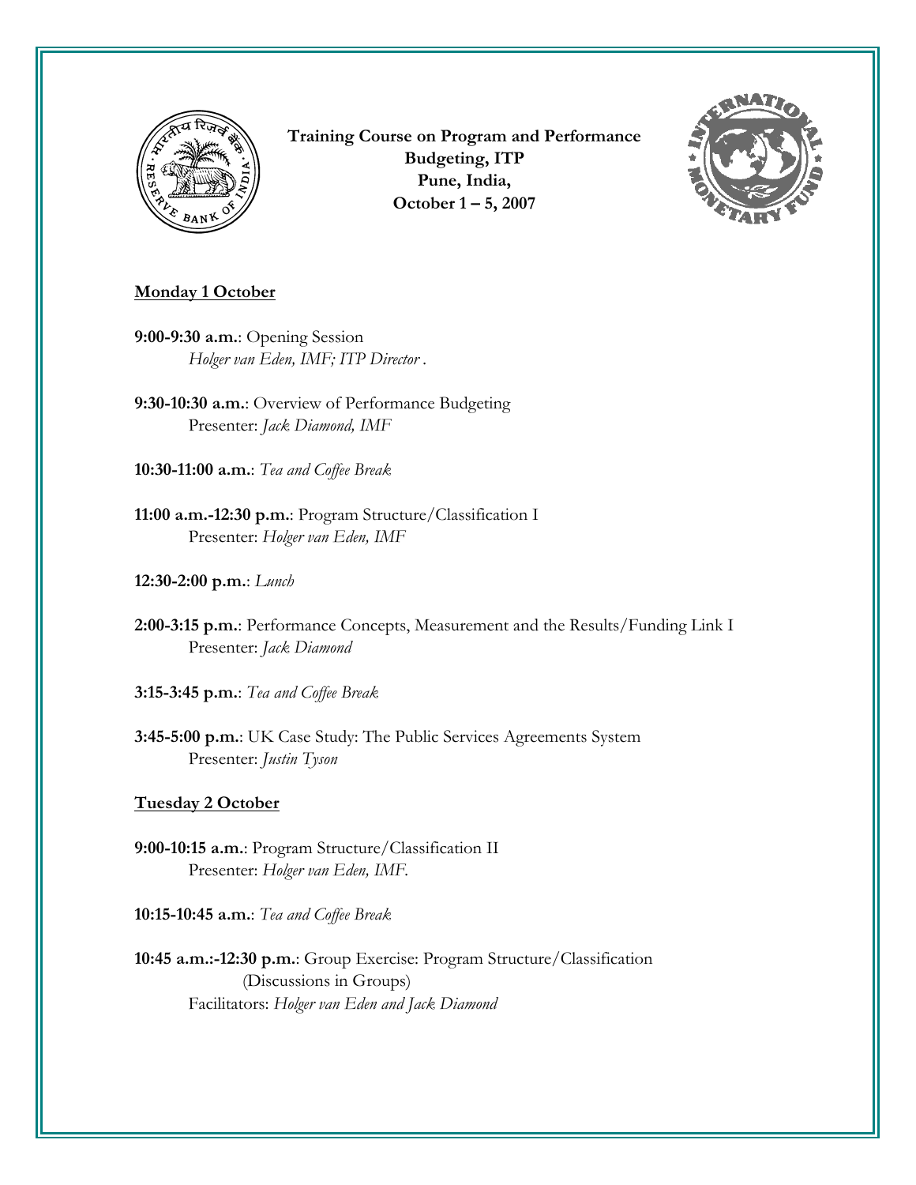**Training Course on Program and Performance Budgeting, ITP**
**Pune, India,**
**October 1 – 5, 2007**

**Monday 1 October**

**9:00-9:30 a.m.**: Opening Session
*Holger van Eden, IMF; ITP Director .*

**9:30-10:30 a.m.**: Overview of Performance Budgeting
Presenter: *Jack Diamond, IMF*

**10:30-11:00 a.m.**: *Tea and Coffee Break*

**11:00 a.m.-12:30 p.m.**: Program Structure/Classification I
Presenter: *Holger van Eden, IMF*

**12:30-2:00 p.m.**: *Lunch*

**2:00-3:15 p.m.**: Performance Concepts, Measurement and the Results/Funding Link I
Presenter: *Jack Diamond*

**3:15-3:45 p.m.**: *Tea and Coffee Break*

**3:45-5:00 p.m.**: UK Case Study: The Public Services Agreements System
Presenter: *Justin Tyson*

**Tuesday 2 October**

**9:00-10:15 a.m.**: Program Structure/Classification II
Presenter: *Holger van Eden, IMF.*

**10:15-10:45 a.m.**: *Tea and Coffee Break*

**10:45 a.m.:-12:30 p.m.**: Group Exercise: Program Structure/Classification
(Discussions in Groups)
Facilitators: *Holger van Eden and Jack Diamond*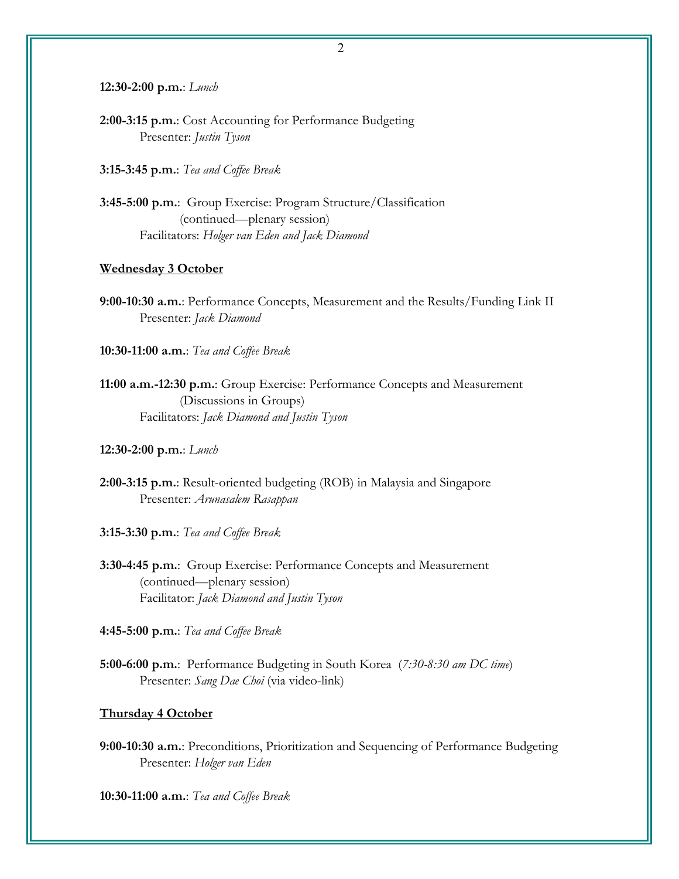**12:30-2:00 p.m.**: *Lunch*

**2:00-3:15 p.m.**: Cost Accounting for Performance Budgeting
Presenter: *Justin Tyson*

**3:15-3:45 p.m.**: *Tea and Coffee Break*

**3:45-5:00 p.m.**: Group Exercise: Program Structure/Classification
(continued—plenary session)
Facilitators: *Holger van Eden and Jack Diamond*

**Wednesday 3 October**

**9:00-10:30 a.m.**: Performance Concepts, Measurement and the Results/Funding Link II
Presenter: *Jack Diamond*

**10:30-11:00 a.m.**: *Tea and Coffee Break*

**11:00 a.m.-12:30 p.m.**: Group Exercise: Performance Concepts and Measurement
(Discussions in Groups)
Facilitators: *Jack Diamond and Justin Tyson*

**12:30-2:00 p.m.**: *Lunch*

**2:00-3:15 p.m.**: Result-oriented budgeting (ROB) in Malaysia and Singapore
Presenter: *Arunasalem Rasappan*

**3:15-3:30 p.m.**: *Tea and Coffee Break*

**3:30-4:45 p.m.**: Group Exercise: Performance Concepts and Measurement
(continued—plenary session)
Facilitator: *Jack Diamond and Justin Tyson*

**4:45-5:00 p.m.**: *Tea and Coffee Break*

**5:00-6:00 p.m.**: Performance Budgeting in South Korea (*7:30-8:30 am DC time*)
Presenter: *Sang Dae Choi* (via video-link)

**Thursday 4 October**

**9:00-10:30 a.m.**: Preconditions, Prioritization and Sequencing of Performance Budgeting
Presenter: *Holger van Eden*

**10:30-11:00 a.m.**: *Tea and Coffee Break*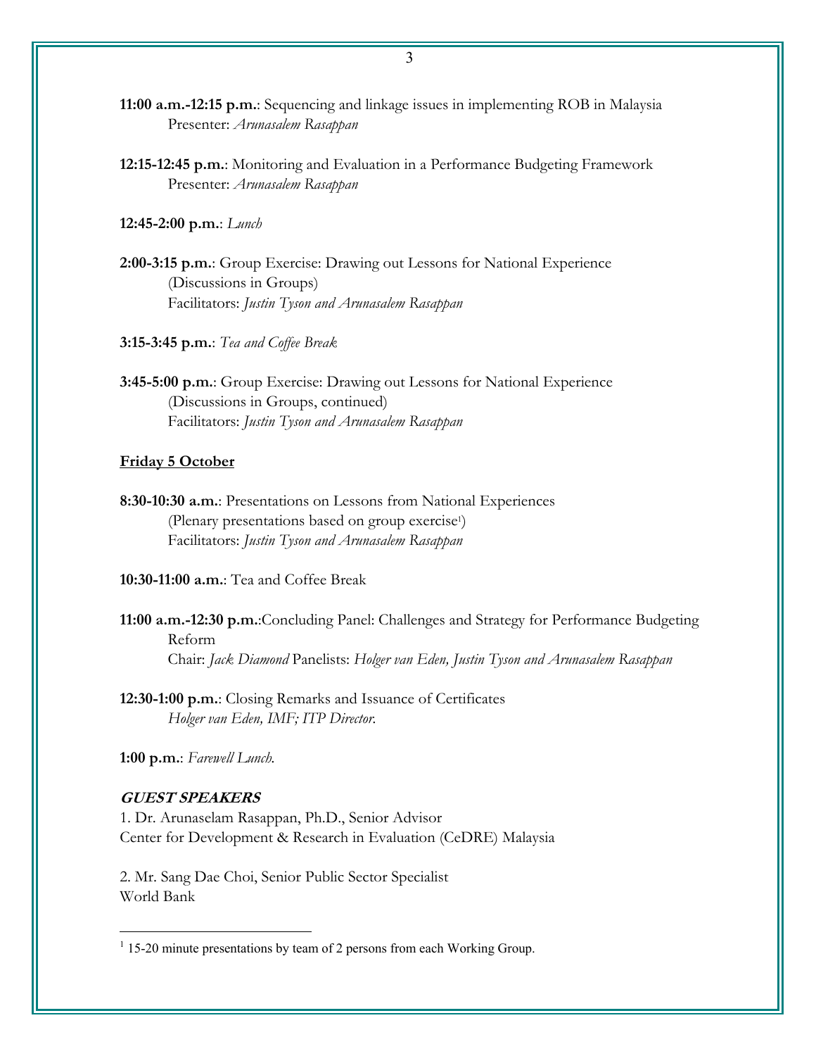**11:00 a.m.-12:15 p.m.**: Sequencing and linkage issues in implementing ROB in Malaysia
Presenter: *Arunasalem Rasappan*

**12:15-12:45 p.m.**: Monitoring and Evaluation in a Performance Budgeting Framework
Presenter: *Arunasalem Rasappan*

**12:45-2:00 p.m.**: *Lunch*

**2:00-3:15 p.m.**: Group Exercise: Drawing out Lessons for National Experience
(Discussions in Groups)
Facilitators: *Justin Tyson and Arunasalem Rasappan*

**3:15-3:45 p.m.**: *Tea and Coffee Break*

**3:45-5:00 p.m.**: Group Exercise: Drawing out Lessons for National Experience
(Discussions in Groups, continued)
Facilitators: *Justin Tyson and Arunasalem Rasappan*

**Friday 5 October**

**8:30-10:30 a.m.**: Presentations on Lessons from National Experiences
(Plenary presentations based on group exercise[1])
Facilitators: *Justin Tyson and Arunasalem Rasappan*

**10:30-11:00 a.m.**: Tea and Coffee Break

**11:00 a.m.-12:30 p.m.**:Concluding Panel: Challenges and Strategy for Performance Budgeting Reform
Chair: *Jack Diamond* Panelists: *Holger van Eden, Justin Tyson and Arunasalem Rasappan*

**12:30-1:00 p.m.**: Closing Remarks and Issuance of Certificates
*Holger van Eden, IMF; ITP Director.*

**1:00 p.m.**: *Farewell Lunch.*

***GUEST SPEAKERS***

1. Dr. Arunaselam Rasappan, Ph.D., Senior Advisor
Center for Development & Research in Evaluation (CeDRE) Malaysia

2. Mr. Sang Dae Choi, Senior Public Sector Specialist
World Bank

[1] 15-20 minute presentations by team of 2 persons from each Working Group.